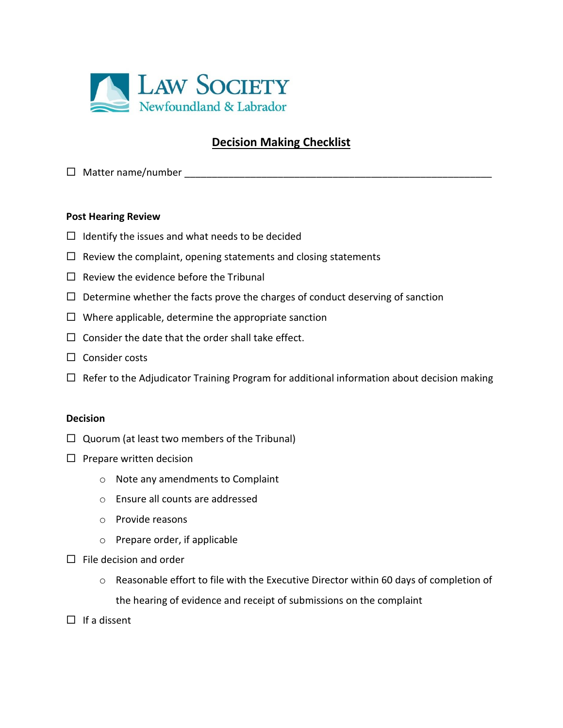Law Society Newfoundland & Labrador

# Decision Making Checklist

☐ Matter name/number ___________________________________________________________

**Post Hearing Review**

☐ Identify the issues and what needs to be decided

☐ Review the complaint, opening statements and closing statements

☐ Review the evidence before the Tribunal

☐ Determine whether the facts prove the charges of conduct deserving of sanction

☐ Where applicable, determine the appropriate sanction

☐ Consider the date that the order shall take effect.

☐ Consider costs

☐ Refer to the Adjudicator Training Program for additional information about decision making

**Decision**

☐ Quorum (at least two members of the Tribunal)

☐ Prepare written decision

- Note any amendments to Complaint
- Ensure all counts are addressed
- Provide reasons
- Prepare order, if applicable

☐ File decision and order

- Reasonable effort to file with the Executive Director within 60 days of completion of the hearing of evidence and receipt of submissions on the complaint

☐ If a dissent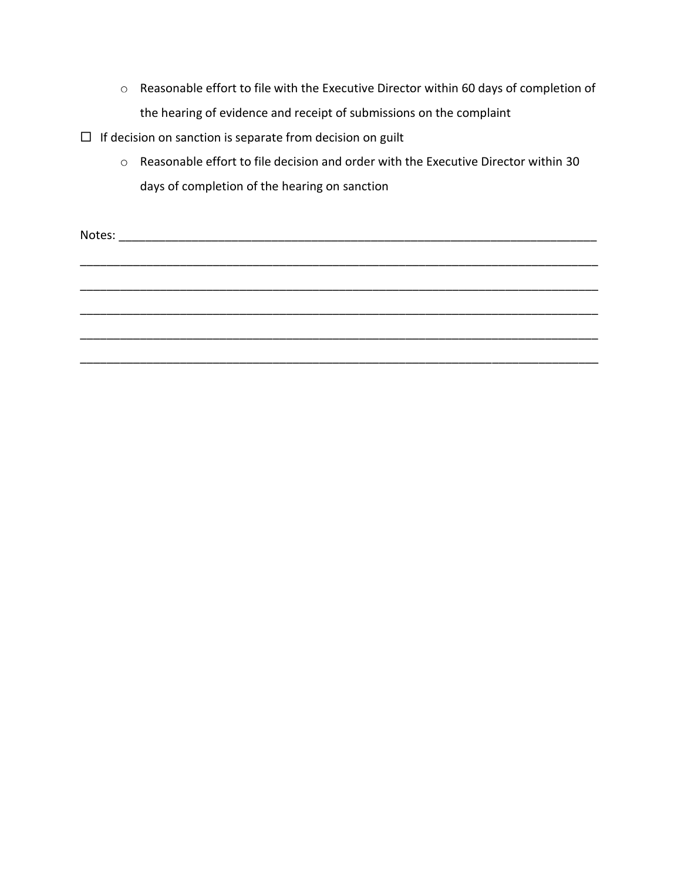- Reasonable effort to file with the Executive Director within 60 days of completion of the hearing of evidence and receipt of submissions on the complaint

- [ ] If decision on sanction is separate from decision on guilt
    - Reasonable effort to file decision and order with the Executive Director within 30 days of completion of the hearing on sanction

Notes: ___________________________________________________________________________

_________________________________________________________________________________

_________________________________________________________________________________

_________________________________________________________________________________

_________________________________________________________________________________

_________________________________________________________________________________